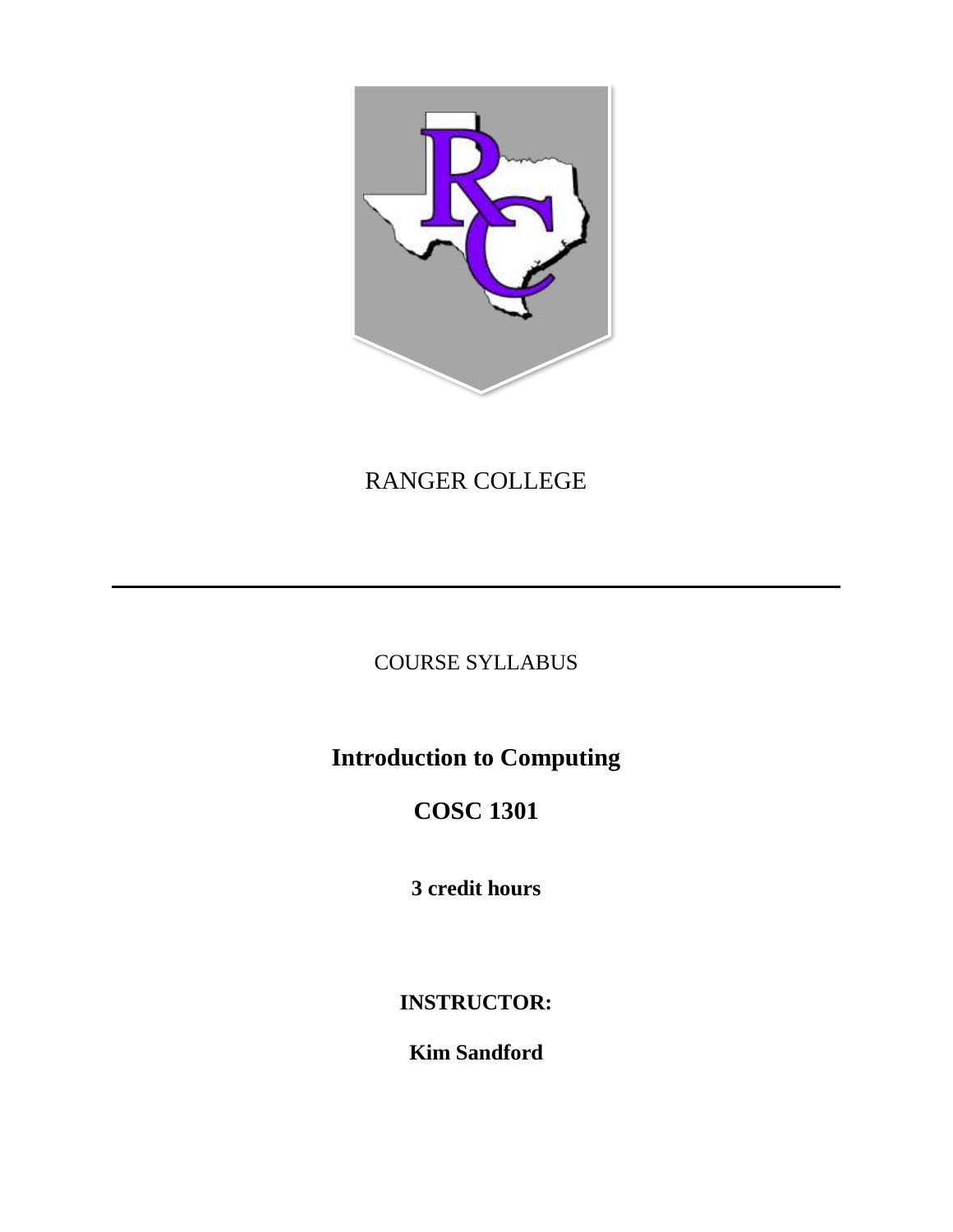RANGER COLLEGE

---

COURSE SYLLABUS

# Introduction to Computing

# COSC 1301

**3 credit hours**

**INSTRUCTOR:**

**Kim Sandford**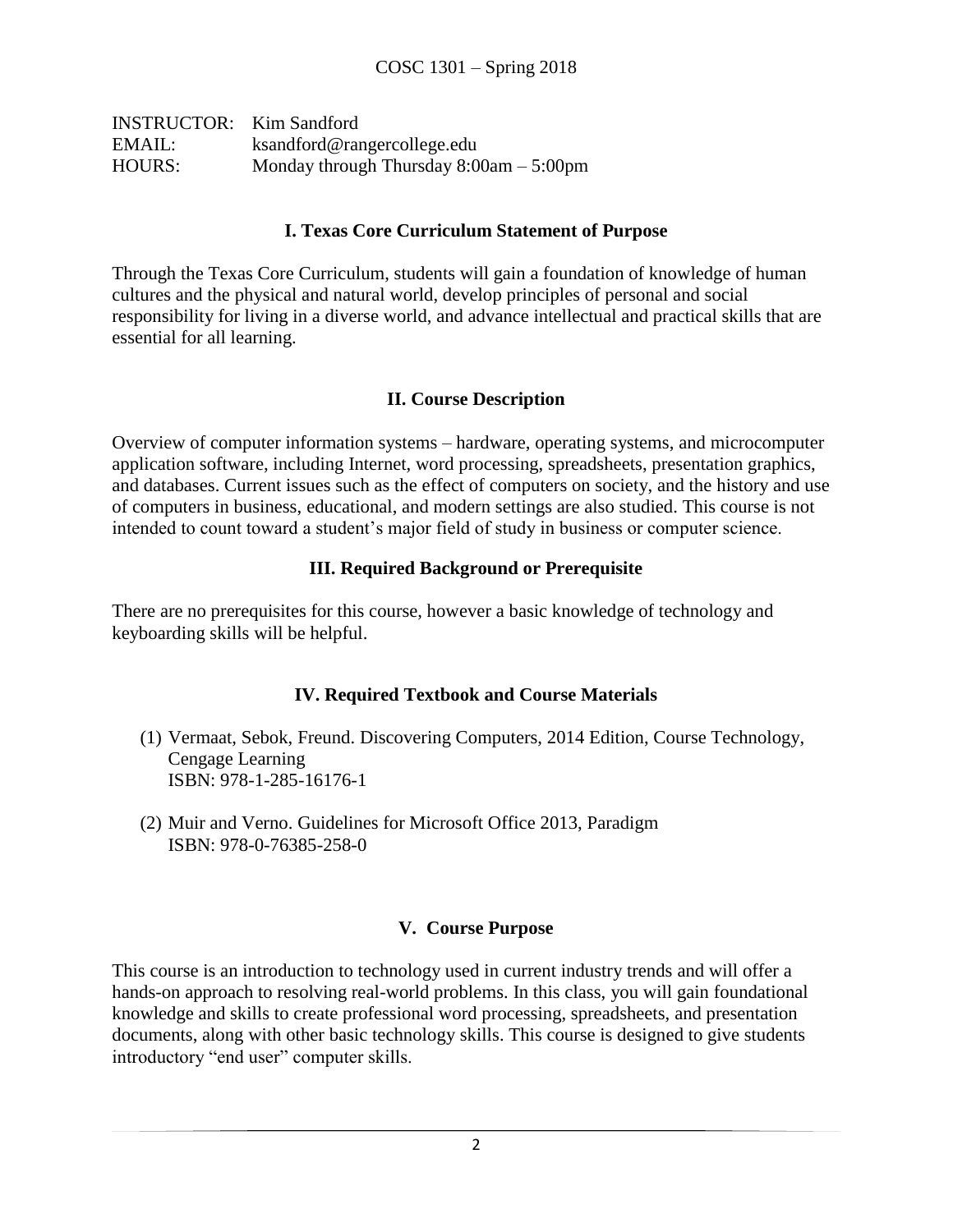INSTRUCTOR: Kim Sandford
EMAIL: ksandford@rangercollege.edu
HOURS: Monday through Thursday 8:00am – 5:00pm

## I. Texas Core Curriculum Statement of Purpose

Through the Texas Core Curriculum, students will gain a foundation of knowledge of human cultures and the physical and natural world, develop principles of personal and social responsibility for living in a diverse world, and advance intellectual and practical skills that are essential for all learning.

## II. Course Description

Overview of computer information systems – hardware, operating systems, and microcomputer application software, including Internet, word processing, spreadsheets, presentation graphics, and databases. Current issues such as the effect of computers on society, and the history and use of computers in business, educational, and modern settings are also studied. This course is not intended to count toward a student's major field of study in business or computer science.

## III. Required Background or Prerequisite

There are no prerequisites for this course, however a basic knowledge of technology and keyboarding skills will be helpful.

## IV. Required Textbook and Course Materials

(1) Vermaat, Sebok, Freund. Discovering Computers, 2014 Edition, Course Technology, Cengage Learning
ISBN: 978-1-285-16176-1

(2) Muir and Verno. Guidelines for Microsoft Office 2013, Paradigm
ISBN: 978-0-76385-258-0

## V. Course Purpose

This course is an introduction to technology used in current industry trends and will offer a hands-on approach to resolving real-world problems. In this class, you will gain foundational knowledge and skills to create professional word processing, spreadsheets, and presentation documents, along with other basic technology skills. This course is designed to give students introductory "end user" computer skills.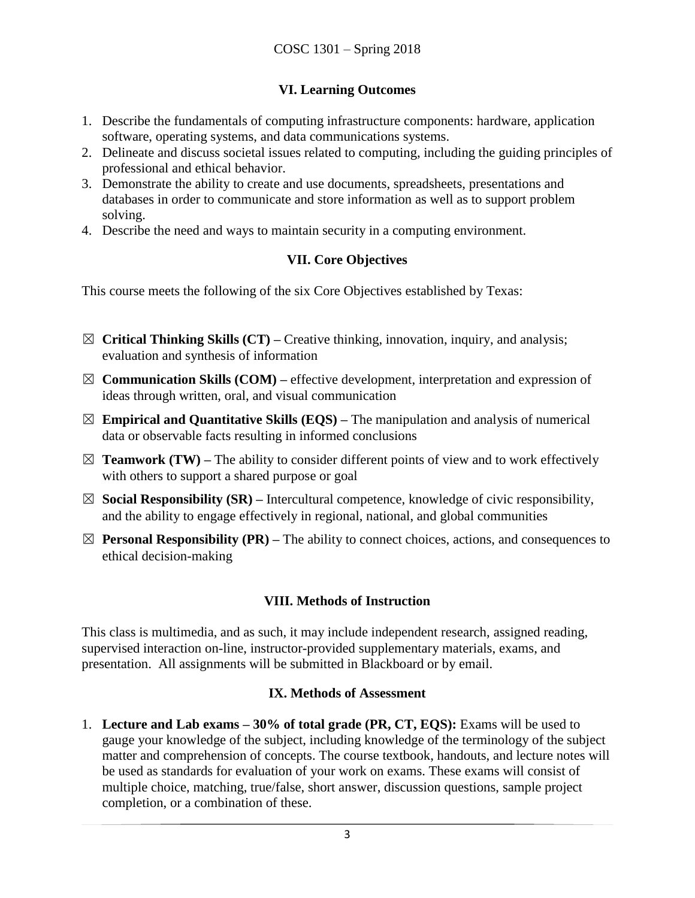## VI. Learning Outcomes

1. Describe the fundamentals of computing infrastructure components: hardware, application software, operating systems, and data communications systems.
2. Delineate and discuss societal issues related to computing, including the guiding principles of professional and ethical behavior.
3. Demonstrate the ability to create and use documents, spreadsheets, presentations and databases in order to communicate and store information as well as to support problem solving.
4. Describe the need and ways to maintain security in a computing environment.

## VII. Core Objectives

This course meets the following of the six Core Objectives established by Texas:

☒ **Critical Thinking Skills (CT) –** Creative thinking, innovation, inquiry, and analysis; evaluation and synthesis of information

☒ **Communication Skills (COM) –** effective development, interpretation and expression of ideas through written, oral, and visual communication

☒ **Empirical and Quantitative Skills (EQS) –** The manipulation and analysis of numerical data or observable facts resulting in informed conclusions

☒ **Teamwork (TW) –** The ability to consider different points of view and to work effectively with others to support a shared purpose or goal

☒ **Social Responsibility (SR) –** Intercultural competence, knowledge of civic responsibility, and the ability to engage effectively in regional, national, and global communities

☒ **Personal Responsibility (PR) –** The ability to connect choices, actions, and consequences to ethical decision-making

## VIII. Methods of Instruction

This class is multimedia, and as such, it may include independent research, assigned reading, supervised interaction on-line, instructor-provided supplementary materials, exams, and presentation. All assignments will be submitted in Blackboard or by email.

## IX. Methods of Assessment

1. **Lecture and Lab exams – 30% of total grade (PR, CT, EQS):** Exams will be used to gauge your knowledge of the subject, including knowledge of the terminology of the subject matter and comprehension of concepts. The course textbook, handouts, and lecture notes will be used as standards for evaluation of your work on exams. These exams will consist of multiple choice, matching, true/false, short answer, discussion questions, sample project completion, or a combination of these.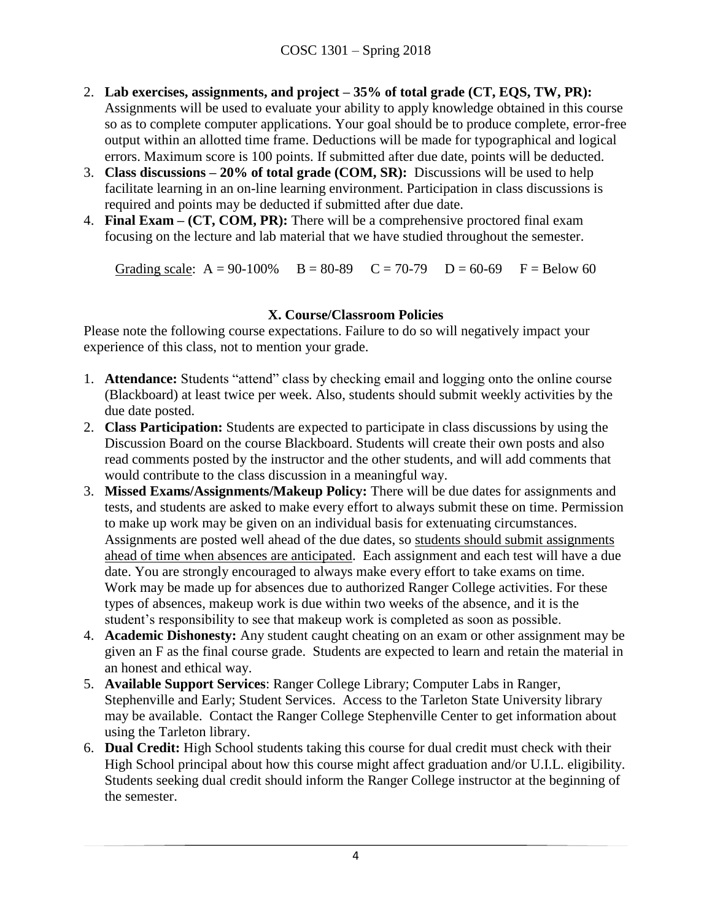2. **Lab exercises, assignments, and project – 35% of total grade (CT, EQS, TW, PR):** Assignments will be used to evaluate your ability to apply knowledge obtained in this course so as to complete computer applications. Your goal should be to produce complete, error-free output within an allotted time frame. Deductions will be made for typographical and logical errors. Maximum score is 100 points. If submitted after due date, points will be deducted.
3. **Class discussions – 20% of total grade (COM, SR):** Discussions will be used to help facilitate learning in an on-line learning environment. Participation in class discussions is required and points may be deducted if submitted after due date.
4. **Final Exam – (CT, COM, PR):** There will be a comprehensive proctored final exam focusing on the lecture and lab material that we have studied throughout the semester.

<u>Grading scale</u>: A = 90-100%  B = 80-89  C = 70-79  D = 60-69  F = Below 60

## X. Course/Classroom Policies

Please note the following course expectations. Failure to do so will negatively impact your experience of this class, not to mention your grade.

1. **Attendance:** Students "attend" class by checking email and logging onto the online course (Blackboard) at least twice per week. Also, students should submit weekly activities by the due date posted.
2. **Class Participation:** Students are expected to participate in class discussions by using the Discussion Board on the course Blackboard. Students will create their own posts and also read comments posted by the instructor and the other students, and will add comments that would contribute to the class discussion in a meaningful way.
3. **Missed Exams/Assignments/Makeup Policy:** There will be due dates for assignments and tests, and students are asked to make every effort to always submit these on time. Permission to make up work may be given on an individual basis for extenuating circumstances. Assignments are posted well ahead of the due dates, so <u>students should submit assignments ahead of time when absences are anticipated</u>. Each assignment and each test will have a due date. You are strongly encouraged to always make every effort to take exams on time. Work may be made up for absences due to authorized Ranger College activities. For these types of absences, makeup work is due within two weeks of the absence, and it is the student's responsibility to see that makeup work is completed as soon as possible.
4. **Academic Dishonesty:** Any student caught cheating on an exam or other assignment may be given an F as the final course grade. Students are expected to learn and retain the material in an honest and ethical way.
5. **Available Support Services**: Ranger College Library; Computer Labs in Ranger, Stephenville and Early; Student Services. Access to the Tarleton State University library may be available. Contact the Ranger College Stephenville Center to get information about using the Tarleton library.
6. **Dual Credit:** High School students taking this course for dual credit must check with their High School principal about how this course might affect graduation and/or U.I.L. eligibility. Students seeking dual credit should inform the Ranger College instructor at the beginning of the semester.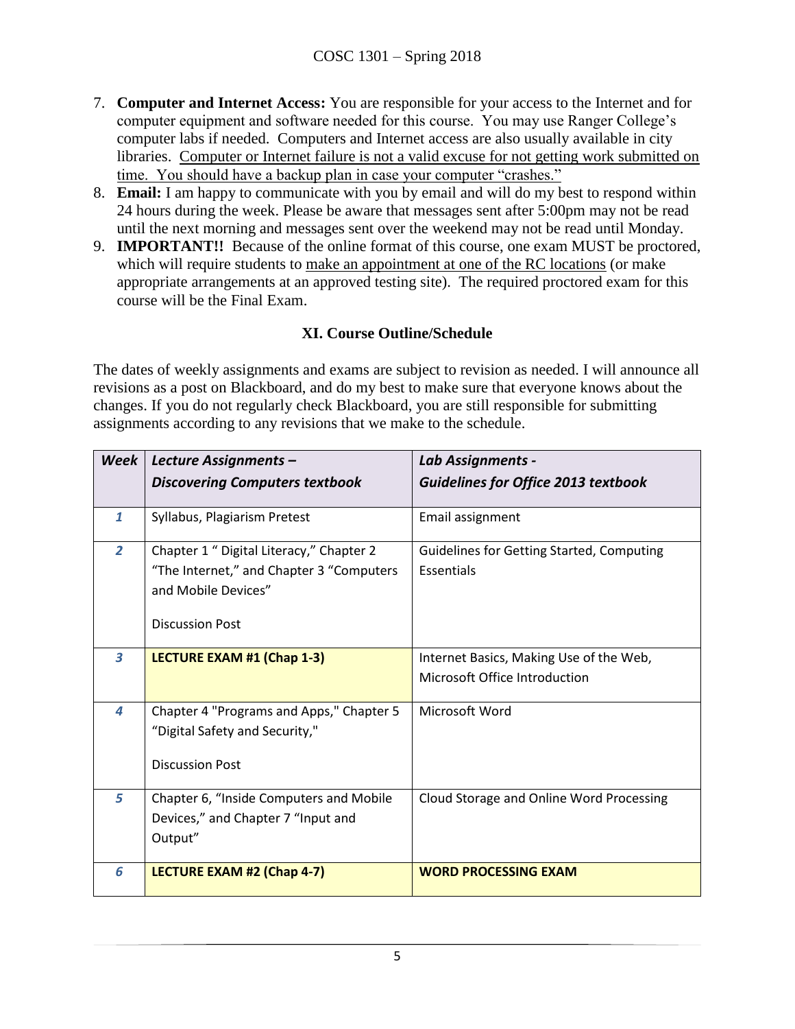7. **Computer and Internet Access:** You are responsible for your access to the Internet and for computer equipment and software needed for this course. You may use Ranger College's computer labs if needed. Computers and Internet access are also usually available in city libraries. <u>Computer or Internet failure is not a valid excuse for not getting work submitted on time. You should have a backup plan in case your computer "crashes."</u>
8. **Email:** I am happy to communicate with you by email and will do my best to respond within 24 hours during the week. Please be aware that messages sent after 5:00pm may not be read until the next morning and messages sent over the weekend may not be read until Monday.
9. **IMPORTANT!!** Because of the online format of this course, one exam MUST be proctored, which will require students to <u>make an appointment at one of the RC locations</u> (or make appropriate arrangements at an approved testing site). The required proctored exam for this course will be the Final Exam.

### XI. Course Outline/Schedule

The dates of weekly assignments and exams are subject to revision as needed. I will announce all revisions as a post on Blackboard, and do my best to make sure that everyone knows about the changes. If you do not regularly check Blackboard, you are still responsible for submitting assignments according to any revisions that we make to the schedule.

| ***Week*** | ***Lecture Assignments – Discovering Computers textbook*** | ***Lab Assignments - Guidelines for Office 2013 textbook*** |
|---|---|---|
| *1* | Syllabus, Plagiarism Pretest | Email assignment |
| *2* | Chapter 1 " Digital Literacy," Chapter 2 "The Internet," and Chapter 3 "Computers and Mobile Devices"<br><br>Discussion Post | Guidelines for Getting Started, Computing Essentials |
| *3* | **LECTURE EXAM #1 (Chap 1-3)** | Internet Basics, Making Use of the Web, Microsoft Office Introduction |
| *4* | Chapter 4 "Programs and Apps," Chapter 5 "Digital Safety and Security,"<br><br>Discussion Post | Microsoft Word |
| *5* | Chapter 6, "Inside Computers and Mobile Devices," and Chapter 7 "Input and Output" | Cloud Storage and Online Word Processing |
| *6* | **LECTURE EXAM #2 (Chap 4-7)** | **WORD PROCESSING EXAM** |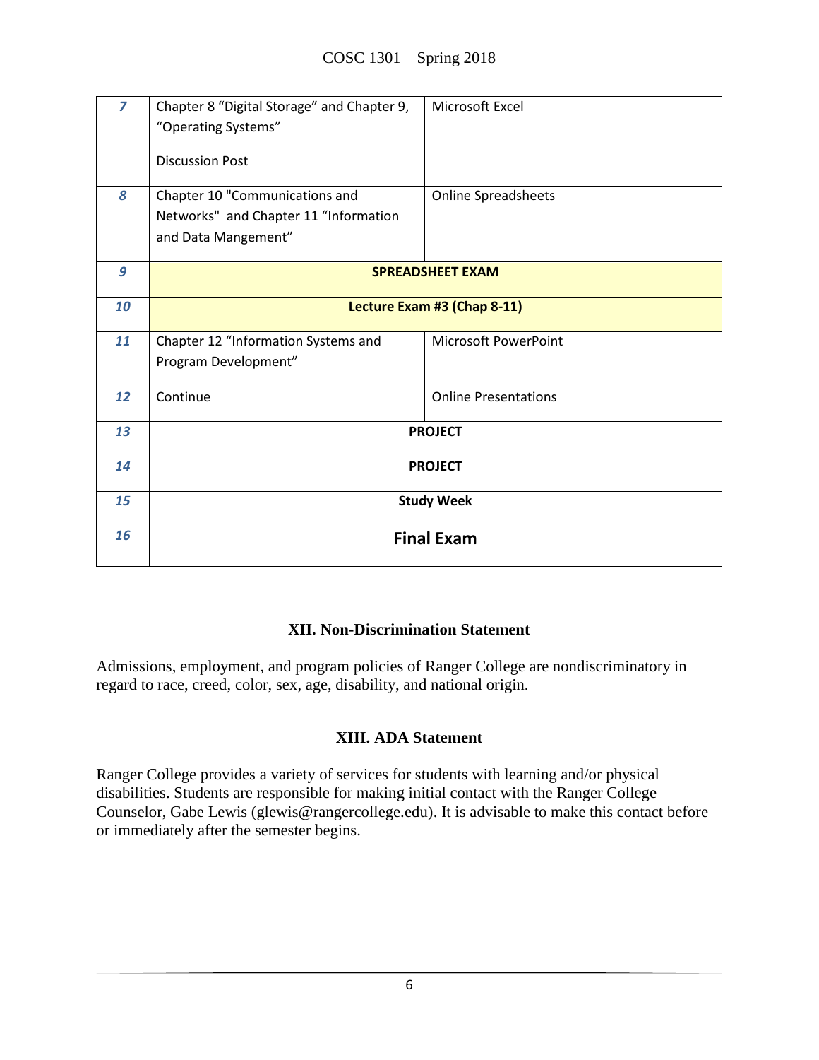| | | |
|---|---|---|
| 7 | Chapter 8 "Digital Storage" and Chapter 9, "Operating Systems"<br><br>Discussion Post | Microsoft Excel |
| 8 | Chapter 10 "Communications and Networks" and Chapter 11 "Information and Data Mangement" | Online Spreadsheets |
| 9 | **SPREADSHEET EXAM** | |
| 10 | **Lecture Exam #3 (Chap 8-11)** | |
| 11 | Chapter 12 "Information Systems and Program Development" | Microsoft PowerPoint |
| 12 | Continue | Online Presentations |
| 13 | **PROJECT** | |
| 14 | **PROJECT** | |
| 15 | **Study Week** | |
| 16 | **Final Exam** | |

## XII. Non-Discrimination Statement

Admissions, employment, and program policies of Ranger College are nondiscriminatory in regard to race, creed, color, sex, age, disability, and national origin.

## XIII. ADA Statement

Ranger College provides a variety of services for students with learning and/or physical disabilities. Students are responsible for making initial contact with the Ranger College Counselor, Gabe Lewis (glewis@rangercollege.edu). It is advisable to make this contact before or immediately after the semester begins.